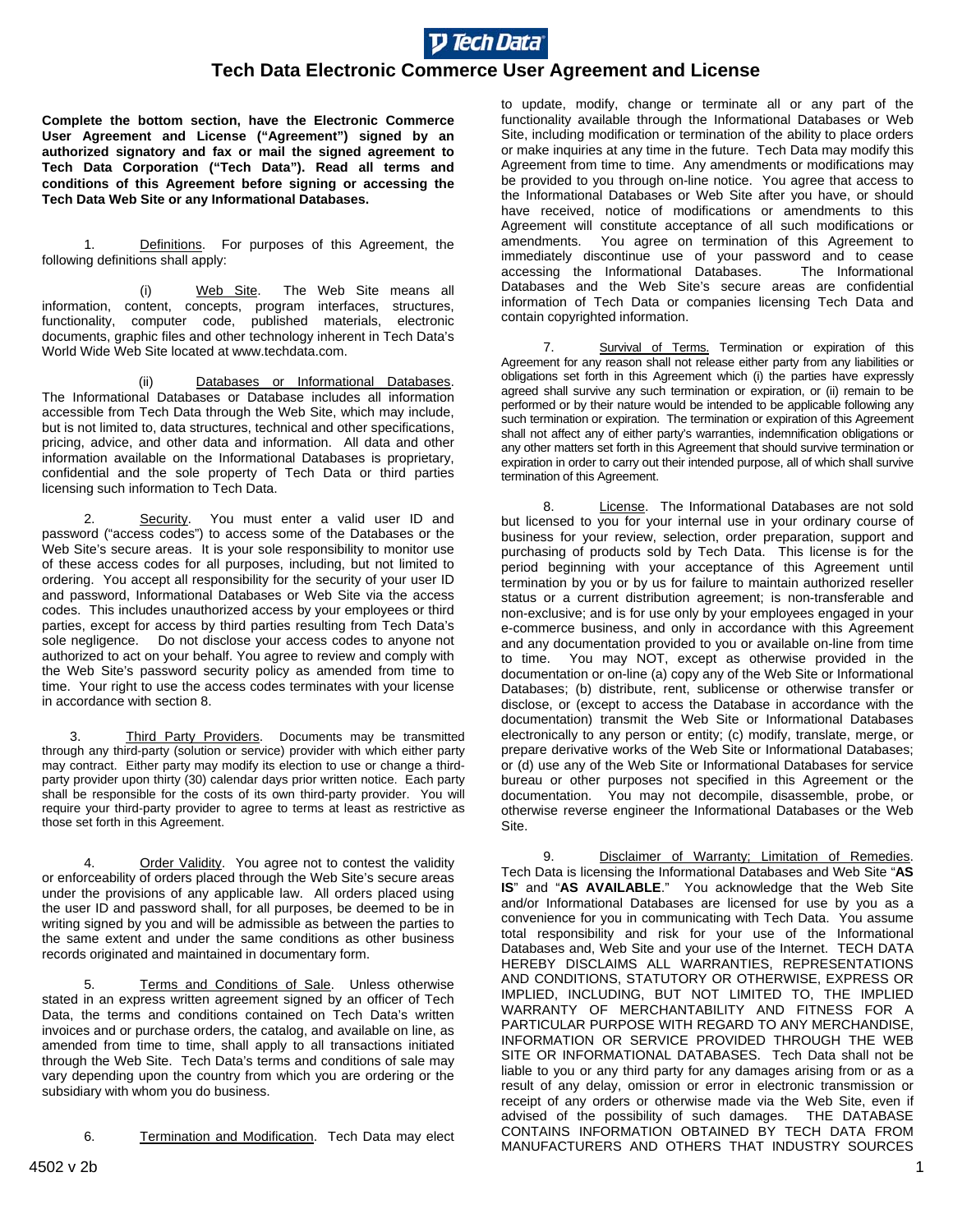# Tech Data Electronic Commerce User Agreement and License

**Complete the bottom section, have the Electronic Commerce User Agreement and License ("Agreement") signed by an authorized signatory and fax or mail the signed agreement to Tech Data Corporation ("Tech Data"). Read all terms and conditions of this Agreement before signing or accessing the Tech Data Web Site or any Informational Databases.**

1. Definitions. For purposes of this Agreement, the following definitions shall apply:

(i) Web Site. The Web Site means all information, content, concepts, program interfaces, structures, functionality, computer code, published materials, electronic documents, graphic files and other technology inherent in Tech Data's World Wide Web Site located at www.techdata.com.

(ii) Databases or Informational Databases. The Informational Databases or Database includes all information accessible from Tech Data through the Web Site, which may include, but is not limited to, data structures, technical and other specifications, pricing, advice, and other data and information. All data and other information available on the Informational Databases is proprietary, confidential and the sole property of Tech Data or third parties licensing such information to Tech Data.

2. Security. You must enter a valid user ID and password ("access codes") to access some of the Databases or the Web Site's secure areas. It is your sole responsibility to monitor use of these access codes for all purposes, including, but not limited to ordering. You accept all responsibility for the security of your user ID and password, Informational Databases or Web Site via the access codes. This includes unauthorized access by your employees or third parties, except for access by third parties resulting from Tech Data's sole negligence. Do not disclose your access codes to anyone not authorized to act on your behalf. You agree to review and comply with the Web Site's password security policy as amended from time to time. Your right to use the access codes terminates with your license in accordance with section 8.

3. Third Party Providers. Documents may be transmitted through any third-party (solution or service) provider with which either party may contract. Either party may modify its election to use or change a third-party provider upon thirty (30) calendar days prior written notice. Each party shall be responsible for the costs of its own third-party provider. You will require your third-party provider to agree to terms at least as restrictive as those set forth in this Agreement.

4. Order Validity. You agree not to contest the validity or enforceability of orders placed through the Web Site's secure areas under the provisions of any applicable law. All orders placed using the user ID and password shall, for all purposes, be deemed to be in writing signed by you and will be admissible as between the parties to the same extent and under the same conditions as other business records originated and maintained in documentary form.

5. Terms and Conditions of Sale. Unless otherwise stated in an express written agreement signed by an officer of Tech Data, the terms and conditions contained on Tech Data's written invoices and or purchase orders, the catalog, and available on line, as amended from time to time, shall apply to all transactions initiated through the Web Site. Tech Data's terms and conditions of sale may vary depending upon the country from which you are ordering or the subsidiary with whom you do business.

6. Termination and Modification. Tech Data may elect to update, modify, change or terminate all or any part of the functionality available through the Informational Databases or Web Site, including modification or termination of the ability to place orders or make inquiries at any time in the future. Tech Data may modify this Agreement from time to time. Any amendments or modifications may be provided to you through on-line notice. You agree that access to the Informational Databases or Web Site after you have, or should have received, notice of modifications or amendments to this Agreement will constitute acceptance of all such modifications or amendments. You agree on termination of this Agreement to immediately discontinue use of your password and to cease accessing the Informational Databases. The Informational Databases and the Web Site's secure areas are confidential information of Tech Data or companies licensing Tech Data and contain copyrighted information.

7. Survival of Terms. Termination or expiration of this Agreement for any reason shall not release either party from any liabilities or obligations set forth in this Agreement which (i) the parties have expressly agreed shall survive any such termination or expiration, or (ii) remain to be performed or by their nature would be intended to be applicable following any such termination or expiration. The termination or expiration of this Agreement shall not affect any of either party's warranties, indemnification obligations or any other matters set forth in this Agreement that should survive termination or expiration in order to carry out their intended purpose, all of which shall survive termination of this Agreement.

8. License. The Informational Databases are not sold but licensed to you for your internal use in your ordinary course of business for your review, selection, order preparation, support and purchasing of products sold by Tech Data. This license is for the period beginning with your acceptance of this Agreement until termination by you or by us for failure to maintain authorized reseller status or a current distribution agreement; is non-transferable and non-exclusive; and is for use only by your employees engaged in your e-commerce business, and only in accordance with this Agreement and any documentation provided to you or available on-line from time to time. You may NOT, except as otherwise provided in the documentation or on-line (a) copy any of the Web Site or Informational Databases; (b) distribute, rent, sublicense or otherwise transfer or disclose, or (except to access the Database in accordance with the documentation) transmit the Web Site or Informational Databases electronically to any person or entity; (c) modify, translate, merge, or prepare derivative works of the Web Site or Informational Databases; or (d) use any of the Web Site or Informational Databases for service bureau or other purposes not specified in this Agreement or the documentation. You may not decompile, disassemble, probe, or otherwise reverse engineer the Informational Databases or the Web Site.

9. Disclaimer of Warranty; Limitation of Remedies. Tech Data is licensing the Informational Databases and Web Site "**AS IS**" and "**AS AVAILABLE**." You acknowledge that the Web Site and/or Informational Databases are licensed for use by you as a convenience for you in communicating with Tech Data. You assume total responsibility and risk for your use of the Informational Databases and, Web Site and your use of the Internet. TECH DATA HEREBY DISCLAIMS ALL WARRANTIES, REPRESENTATIONS AND CONDITIONS, STATUTORY OR OTHERWISE, EXPRESS OR IMPLIED, INCLUDING, BUT NOT LIMITED TO, THE IMPLIED WARRANTY OF MERCHANTABILITY AND FITNESS FOR A PARTICULAR PURPOSE WITH REGARD TO ANY MERCHANDISE, INFORMATION OR SERVICE PROVIDED THROUGH THE WEB SITE OR INFORMATIONAL DATABASES. Tech Data shall not be liable to you or any third party for any damages arising from or as a result of any delay, omission or error in electronic transmission or receipt of any orders or otherwise made via the Web Site, even if advised of the possibility of such damages. THE DATABASE CONTAINS INFORMATION OBTAINED BY TECH DATA FROM MANUFACTURERS AND OTHERS THAT INDUSTRY SOURCES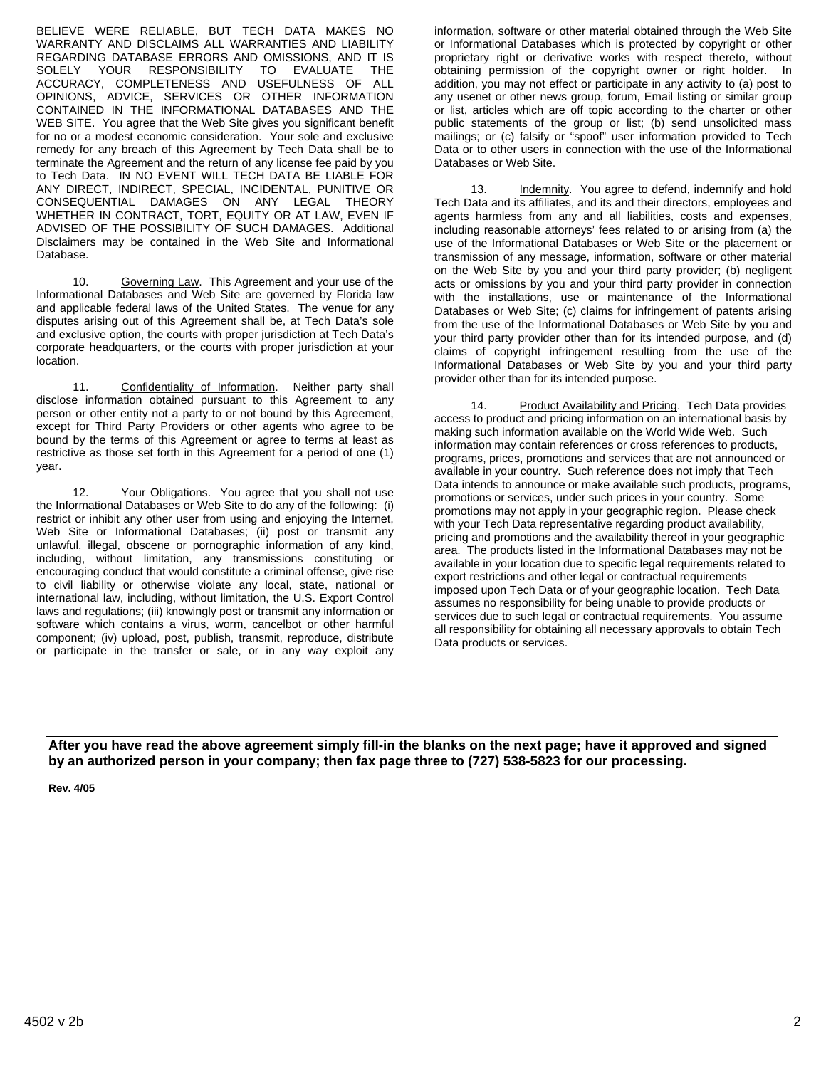BELIEVE WERE RELIABLE, BUT TECH DATA MAKES NO WARRANTY AND DISCLAIMS ALL WARRANTIES AND LIABILITY REGARDING DATABASE ERRORS AND OMISSIONS, AND IT IS SOLELY YOUR RESPONSIBILITY TO EVALUATE THE ACCURACY, COMPLETENESS AND USEFULNESS OF ALL OPINIONS, ADVICE, SERVICES OR OTHER INFORMATION CONTAINED IN THE INFORMATIONAL DATABASES AND THE WEB SITE. You agree that the Web Site gives you significant benefit for no or a modest economic consideration. Your sole and exclusive remedy for any breach of this Agreement by Tech Data shall be to terminate the Agreement and the return of any license fee paid by you to Tech Data. IN NO EVENT WILL TECH DATA BE LIABLE FOR ANY DIRECT, INDIRECT, SPECIAL, INCIDENTAL, PUNITIVE OR CONSEQUENTIAL DAMAGES ON ANY LEGAL THEORY WHETHER IN CONTRACT, TORT, EQUITY OR AT LAW, EVEN IF ADVISED OF THE POSSIBILITY OF SUCH DAMAGES. Additional Disclaimers may be contained in the Web Site and Informational Database.

10. Governing Law. This Agreement and your use of the Informational Databases and Web Site are governed by Florida law and applicable federal laws of the United States. The venue for any disputes arising out of this Agreement shall be, at Tech Data's sole and exclusive option, the courts with proper jurisdiction at Tech Data's corporate headquarters, or the courts with proper jurisdiction at your location.

11. Confidentiality of Information. Neither party shall disclose information obtained pursuant to this Agreement to any person or other entity not a party to or not bound by this Agreement, except for Third Party Providers or other agents who agree to be bound by the terms of this Agreement or agree to terms at least as restrictive as those set forth in this Agreement for a period of one (1) year.

12. Your Obligations. You agree that you shall not use the Informational Databases or Web Site to do any of the following: (i) restrict or inhibit any other user from using and enjoying the Internet, Web Site or Informational Databases; (ii) post or transmit any unlawful, illegal, obscene or pornographic information of any kind, including, without limitation, any transmissions constituting or encouraging conduct that would constitute a criminal offense, give rise to civil liability or otherwise violate any local, state, national or international law, including, without limitation, the U.S. Export Control laws and regulations; (iii) knowingly post or transmit any information or software which contains a virus, worm, cancelbot or other harmful component; (iv) upload, post, publish, transmit, reproduce, distribute or participate in the transfer or sale, or in any way exploit any information, software or other material obtained through the Web Site or Informational Databases which is protected by copyright or other proprietary right or derivative works with respect thereto, without obtaining permission of the copyright owner or right holder. In addition, you may not effect or participate in any activity to (a) post to any usenet or other news group, forum, Email listing or similar group or list, articles which are off topic according to the charter or other public statements of the group or list; (b) send unsolicited mass mailings; or (c) falsify or "spoof" user information provided to Tech Data or to other users in connection with the use of the Informational Databases or Web Site.

13. Indemnity. You agree to defend, indemnify and hold Tech Data and its affiliates, and its and their directors, employees and agents harmless from any and all liabilities, costs and expenses, including reasonable attorneys' fees related to or arising from (a) the use of the Informational Databases or Web Site or the placement or transmission of any message, information, software or other material on the Web Site by you and your third party provider; (b) negligent acts or omissions by you and your third party provider in connection with the installations, use or maintenance of the Informational Databases or Web Site; (c) claims for infringement of patents arising from the use of the Informational Databases or Web Site by you and your third party provider other than for its intended purpose, and (d) claims of copyright infringement resulting from the use of the Informational Databases or Web Site by you and your third party provider other than for its intended purpose.

14. Product Availability and Pricing. Tech Data provides access to product and pricing information on an international basis by making such information available on the World Wide Web. Such information may contain references or cross references to products, programs, prices, promotions and services that are not announced or available in your country. Such reference does not imply that Tech Data intends to announce or make available such products, programs, promotions or services, under such prices in your country. Some promotions may not apply in your geographic region. Please check with your Tech Data representative regarding product availability, pricing and promotions and the availability thereof in your geographic area. The products listed in the Informational Databases may not be available in your location due to specific legal requirements related to export restrictions and other legal or contractual requirements imposed upon Tech Data or of your geographic location. Tech Data assumes no responsibility for being unable to provide products or services due to such legal or contractual requirements. You assume all responsibility for obtaining all necessary approvals to obtain Tech Data products or services.

---

**After you have read the above agreement simply fill-in the blanks on the next page; have it approved and signed by an authorized person in your company; then fax page three to (727) 538-5823 for our processing.**

**Rev. 4/05**

4502 v 2b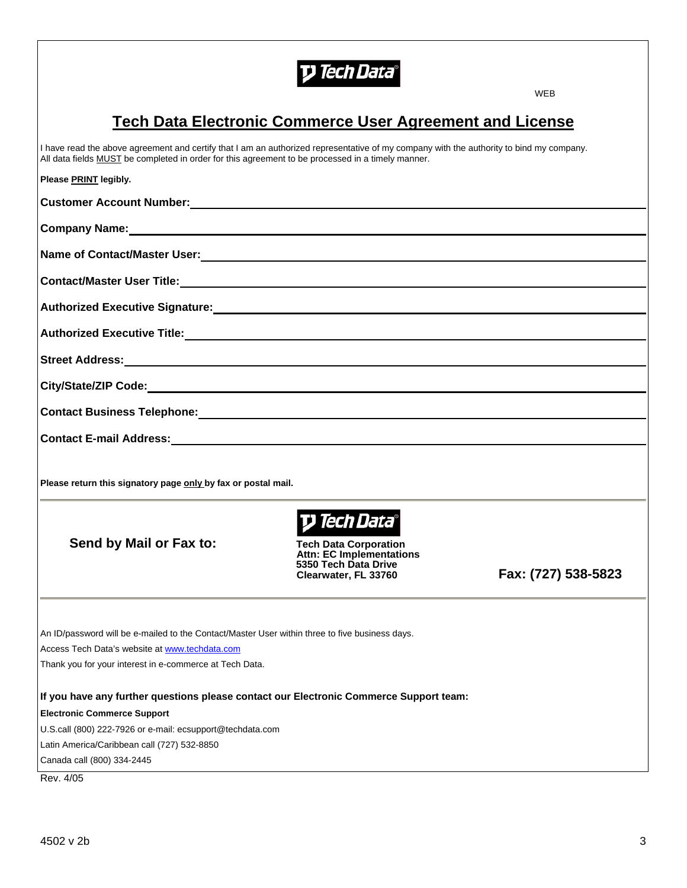Tech Data

WEB

# Tech Data Electronic Commerce User Agreement and License

I have read the above agreement and certify that I am an authorized representative of my company with the authority to bind my company.
All data fields MUST be completed in order for this agreement to be processed in a timely manner.

**Please PRINT legibly.**

**Customer Account Number:** ______________________________

**Company Name:** ______________________________

**Name of Contact/Master User:** ______________________________

**Contact/Master User Title:** ______________________________

**Authorized Executive Signature:** ______________________________

**Authorized Executive Title:** ______________________________

**Street Address:** ______________________________

**City/State/ZIP Code:** ______________________________

**Contact Business Telephone:** ______________________________

**Contact E-mail Address:** ______________________________

**Please return this signatory page only by fax or postal mail.**

---

**Send by Mail or Fax to:**

Tech Data

**Tech Data Corporation**
**Attn: EC Implementations**
**5350 Tech Data Drive**
**Clearwater, FL 33760**

**Fax: (727) 538-5823**

---

An ID/password will be e-mailed to the Contact/Master User within three to five business days.

Access Tech Data's website at www.techdata.com

Thank you for your interest in e-commerce at Tech Data.

**If you have any further questions please contact our Electronic Commerce Support team:**

**Electronic Commerce Support**

U.S.call (800) 222-7926 or e-mail: ecsupport@techdata.com

Latin America/Caribbean call (727) 532-8850

Canada call (800) 334-2445

Rev. 4/05

4502 v 2b